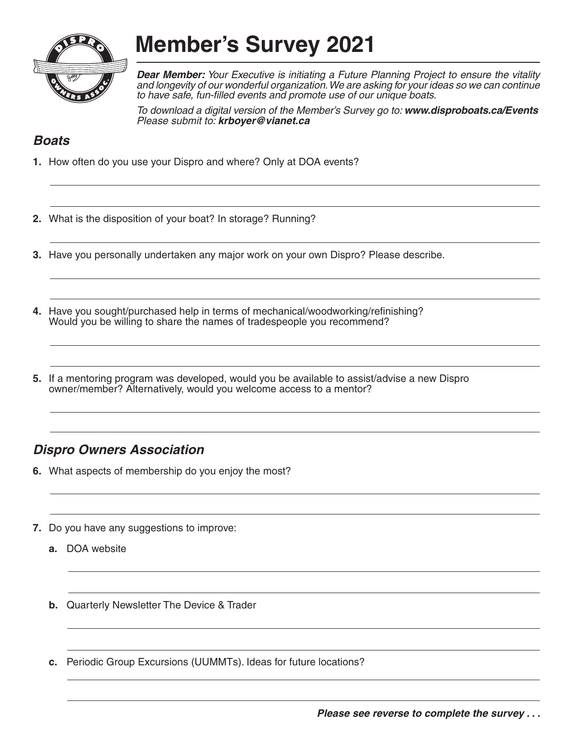# Member's Survey 2021

***Dear Member:*** *Your Executive is initiating a Future Planning Project to ensure the vitality and longevity of our wonderful organization. We are asking for your ideas so we can continue to have safe, fun-filled events and promote use of our unique boats.*

*To download a digital version of the Member's Survey go to:* ***www.disproboats.ca/Events***
*Please submit to:* ***krboyer@vianet.ca***

## *Boats*

**1.** How often do you use your Dispro and where? Only at DOA events?

**2.** What is the disposition of your boat? In storage? Running?

**3.** Have you personally undertaken any major work on your own Dispro? Please describe.

**4.** Have you sought/purchased help in terms of mechanical/woodworking/refinishing? Would you be willing to share the names of tradespeople you recommend?

**5.** If a mentoring program was developed, would you be available to assist/advise a new Dispro owner/member? Alternatively, would you welcome access to a mentor?

## *Dispro Owners Association*

**6.** What aspects of membership do you enjoy the most?

**7.** Do you have any suggestions to improve:

**a.** DOA website

**b.** Quarterly Newsletter The Device & Trader

**c.** Periodic Group Excursions (UUMMTs). Ideas for future locations?

***Please see reverse to complete the survey . . .***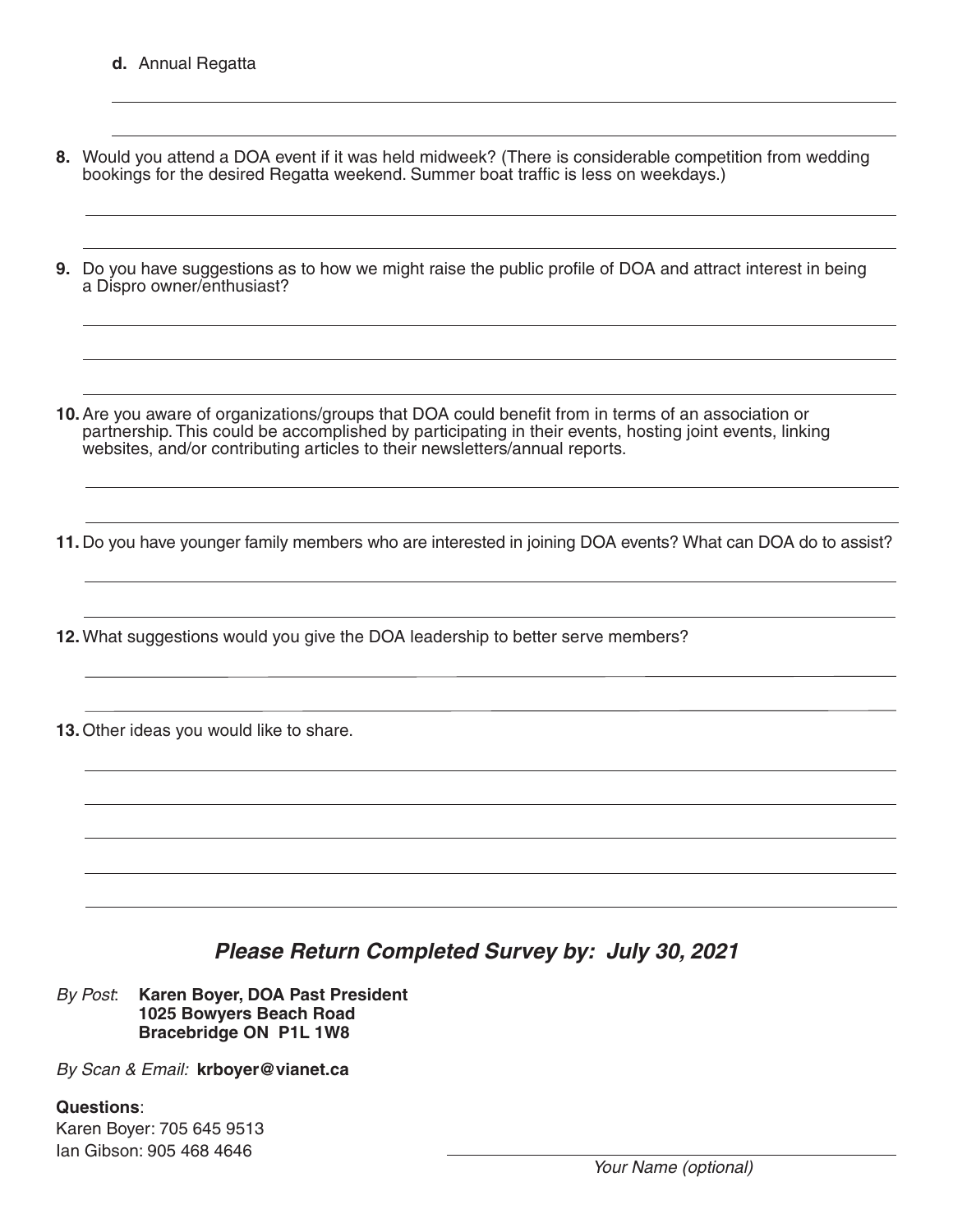**d.** Annual Regatta

**8.** Would you attend a DOA event if it was held midweek? (There is considerable competition from wedding bookings for the desired Regatta weekend. Summer boat traffic is less on weekdays.)

**9.** Do you have suggestions as to how we might raise the public profile of DOA and attract interest in being a Dispro owner/enthusiast?

**10.** Are you aware of organizations/groups that DOA could benefit from in terms of an association or partnership. This could be accomplished by participating in their events, hosting joint events, linking websites, and/or contributing articles to their newsletters/annual reports.

**11.** Do you have younger family members who are interested in joining DOA events? What can DOA do to assist?

**12.** What suggestions would you give the DOA leadership to better serve members?

**13.** Other ideas you would like to share.

## *Please Return Completed Survey by: July 30, 2021*

*By Post*: **Karen Boyer, DOA Past President**
**1025 Bowyers Beach Road**
**Bracebridge ON P1L 1W8**

*By Scan & Email:* **krboyer@vianet.ca**

**Questions**:
Karen Boyer: 705 645 9513
Ian Gibson: 905 468 4646

*Your Name (optional)*